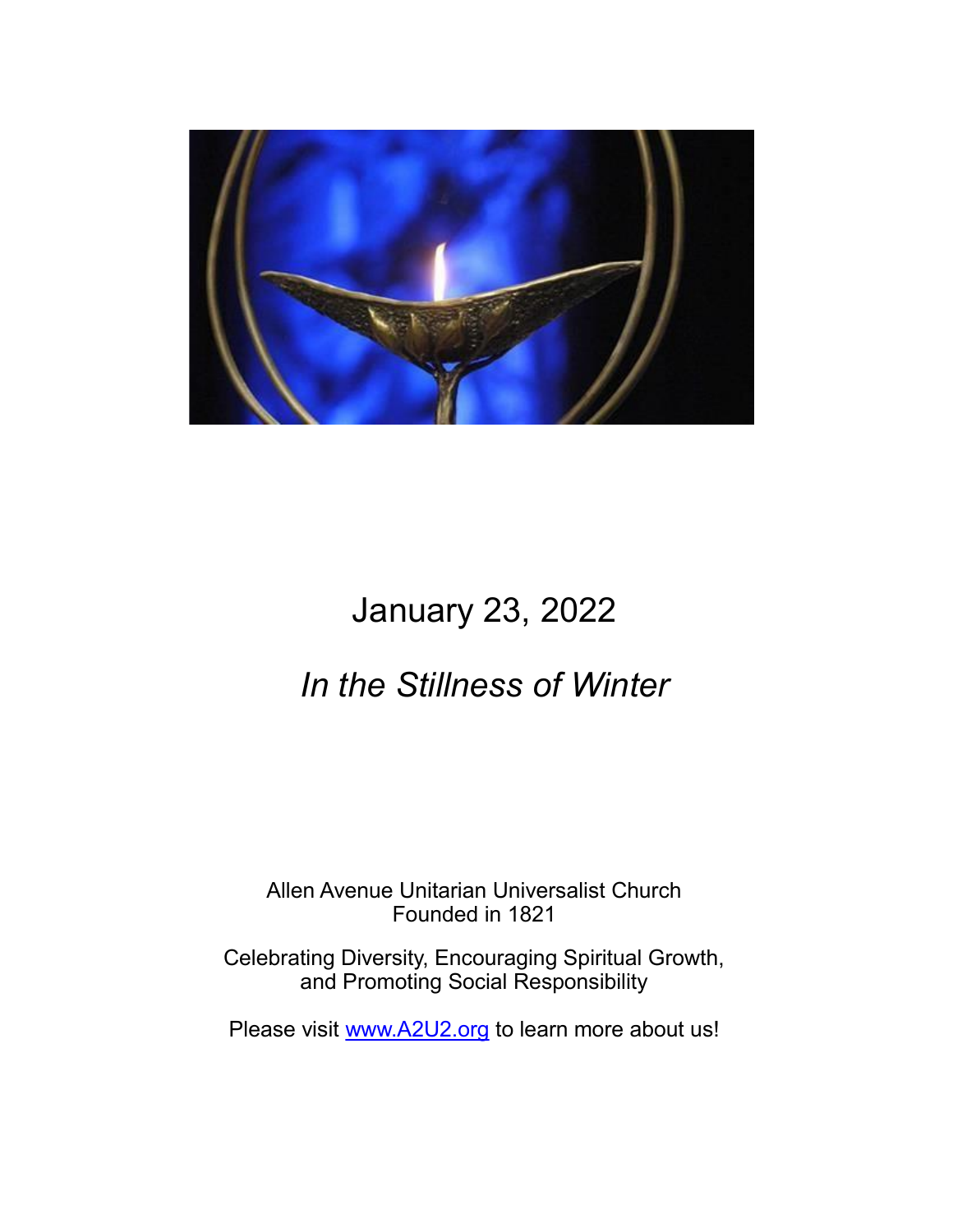# January 23, 2022

## *In the Stillness of Winter*

Allen Avenue Unitarian Universalist Church
Founded in 1821

Celebrating Diversity, Encouraging Spiritual Growth, and Promoting Social Responsibility

Please visit [www.A2U2.org](http://www.A2U2.org) to learn more about us!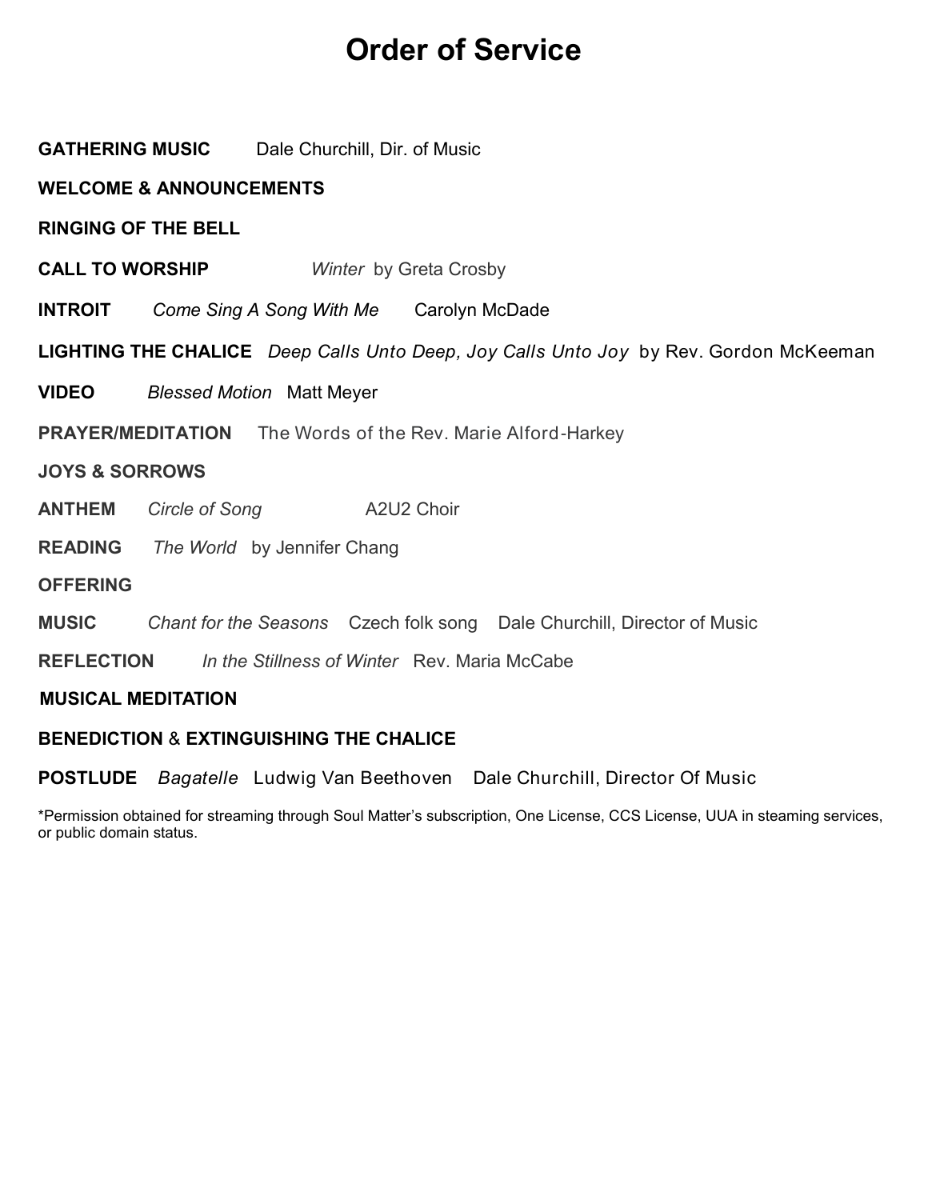# Order of Service

**GATHERING MUSIC** Dale Churchill, Dir. of Music

**WELCOME & ANNOUNCEMENTS**

**RINGING OF THE BELL**

**CALL TO WORSHIP** *Winter* by Greta Crosby

**INTROIT** *Come Sing A Song With Me* Carolyn McDade

**LIGHTING THE CHALICE** *Deep Calls Unto Deep, Joy Calls Unto Joy* by Rev. Gordon McKeeman

**VIDEO** *Blessed Motion* Matt Meyer

**PRAYER/MEDITATION** The Words of the Rev. Marie Alford-Harkey

**JOYS & SORROWS**

**ANTHEM** *Circle of Song* A2U2 Choir

**READING** *The World* by Jennifer Chang

**OFFERING**

**MUSIC** *Chant for the Seasons* Czech folk song Dale Churchill, Director of Music

**REFLECTION** *In the Stillness of Winter* Rev. Maria McCabe

**MUSICAL MEDITATION**

**BENEDICTION** & **EXTINGUISHING THE CHALICE**

**POSTLUDE** *Bagatelle* Ludwig Van Beethoven Dale Churchill, Director Of Music

*Permission obtained for streaming through Soul Matter's subscription, One License, CCS License, UUA in steaming services, or public domain status.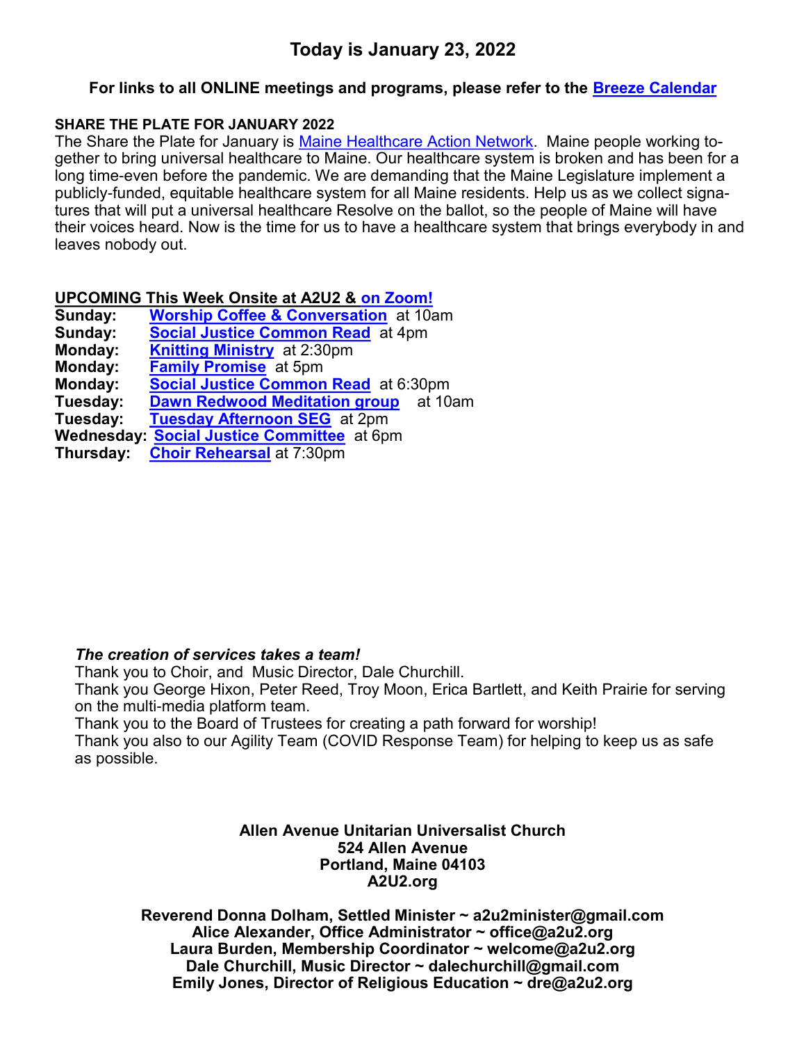# Today is January 23, 2022

**For links to all ONLINE meetings and programs, please refer to the Breeze Calendar**

**SHARE THE PLATE FOR JANUARY 2022**

The Share the Plate for January is Maine Healthcare Action Network. Maine people working together to bring universal healthcare to Maine. Our healthcare system is broken and has been for a long time-even before the pandemic. We are demanding that the Maine Legislature implement a publicly-funded, equitable healthcare system for all Maine residents. Help us as we collect signatures that will put a universal healthcare Resolve on the ballot, so the people of Maine will have their voices heard. Now is the time for us to have a healthcare system that brings everybody in and leaves nobody out.

**UPCOMING This Week Onsite at A2U2 & on Zoom!**

**Sunday:** **Worship Coffee & Conversation** at 10am
**Sunday:** **Social Justice Common Read** at 4pm
**Monday:** **Knitting Ministry** at 2:30pm
**Monday:** **Family Promise** at 5pm
**Monday:** **Social Justice Common Read** at 6:30pm
**Tuesday:** **Dawn Redwood Meditation group** at 10am
**Tuesday:** **Tuesday Afternoon SEG** at 2pm
**Wednesday:** **Social Justice Committee** at 6pm
**Thursday:** **Choir Rehearsal** at 7:30pm

***The creation of services takes a team!***

Thank you to Choir, and Music Director, Dale Churchill.
Thank you George Hixon, Peter Reed, Troy Moon, Erica Bartlett, and Keith Prairie for serving on the multi-media platform team.
Thank you to the Board of Trustees for creating a path forward for worship!
Thank you also to our Agility Team (COVID Response Team) for helping to keep us as safe as possible.

**Allen Avenue Unitarian Universalist Church**
**524 Allen Avenue**
**Portland, Maine 04103**
**A2U2.org**

**Reverend Donna Dolham, Settled Minister ~ a2u2minister@gmail.com**
**Alice Alexander, Office Administrator ~ office@a2u2.org**
**Laura Burden, Membership Coordinator ~ welcome@a2u2.org**
**Dale Churchill, Music Director ~ dalechurchill@gmail.com**
**Emily Jones, Director of Religious Education ~ dre@a2u2.org**